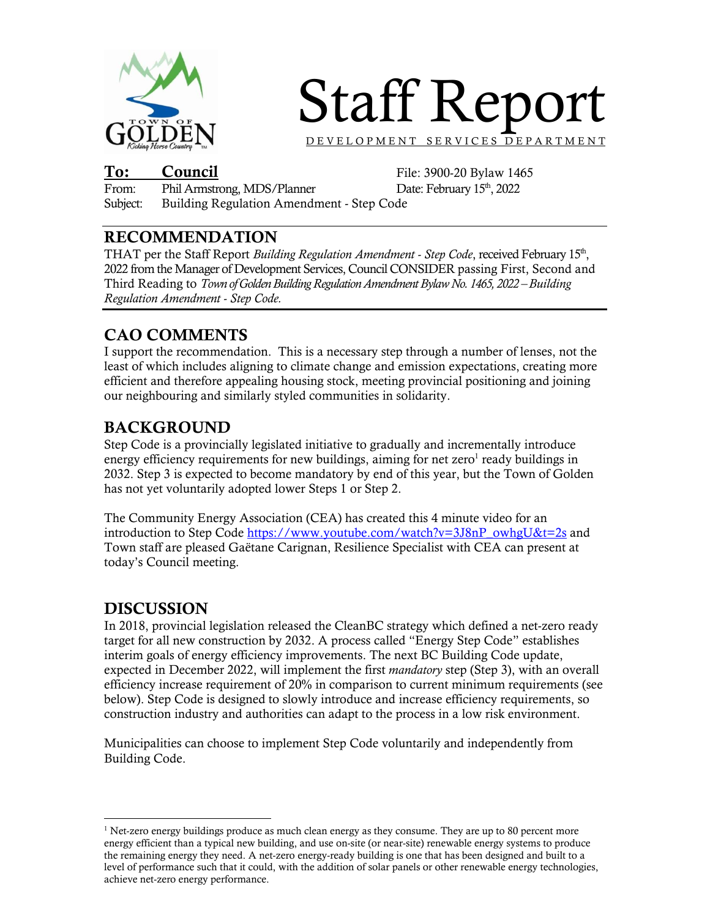# Staff Report

DEVELOPMENT SERVICES DEPARTMENT

**To: Council**
From: Phil Armstrong, MDS/Planner
Subject: Building Regulation Amendment - Step Code

File: 3900-20 Bylaw 1465
Date: February 15th, 2022

## RECOMMENDATION

THAT per the Staff Report *Building Regulation Amendment - Step Code*, received February 15th, 2022 from the Manager of Development Services, Council CONSIDER passing First, Second and Third Reading to *Town of Golden Building Regulation Amendment Bylaw No. 1465, 2022 – Building Regulation Amendment - Step Code.*

## CAO COMMENTS

I support the recommendation. This is a necessary step through a number of lenses, not the least of which includes aligning to climate change and emission expectations, creating more efficient and therefore appealing housing stock, meeting provincial positioning and joining our neighbouring and similarly styled communities in solidarity.

## BACKGROUND

Step Code is a provincially legislated initiative to gradually and incrementally introduce energy efficiency requirements for new buildings, aiming for net zero[1] ready buildings in 2032. Step 3 is expected to become mandatory by end of this year, but the Town of Golden has not yet voluntarily adopted lower Steps 1 or Step 2.

The Community Energy Association (CEA) has created this 4 minute video for an introduction to Step Code https://www.youtube.com/watch?v=3J8nP_owhgU&t=2s and Town staff are pleased Gaëtane Carignan, Resilience Specialist with CEA can present at today's Council meeting.

## DISCUSSION

In 2018, provincial legislation released the CleanBC strategy which defined a net-zero ready target for all new construction by 2032. A process called "Energy Step Code" establishes interim goals of energy efficiency improvements. The next BC Building Code update, expected in December 2022, will implement the first *mandatory* step (Step 3), with an overall efficiency increase requirement of 20% in comparison to current minimum requirements (see below). Step Code is designed to slowly introduce and increase efficiency requirements, so construction industry and authorities can adapt to the process in a low risk environment.

Municipalities can choose to implement Step Code voluntarily and independently from Building Code.

---

[1] Net-zero energy buildings produce as much clean energy as they consume. They are up to 80 percent more energy efficient than a typical new building, and use on-site (or near-site) renewable energy systems to produce the remaining energy they need. A net-zero energy-ready building is one that has been designed and built to a level of performance such that it could, with the addition of solar panels or other renewable energy technologies, achieve net-zero energy performance.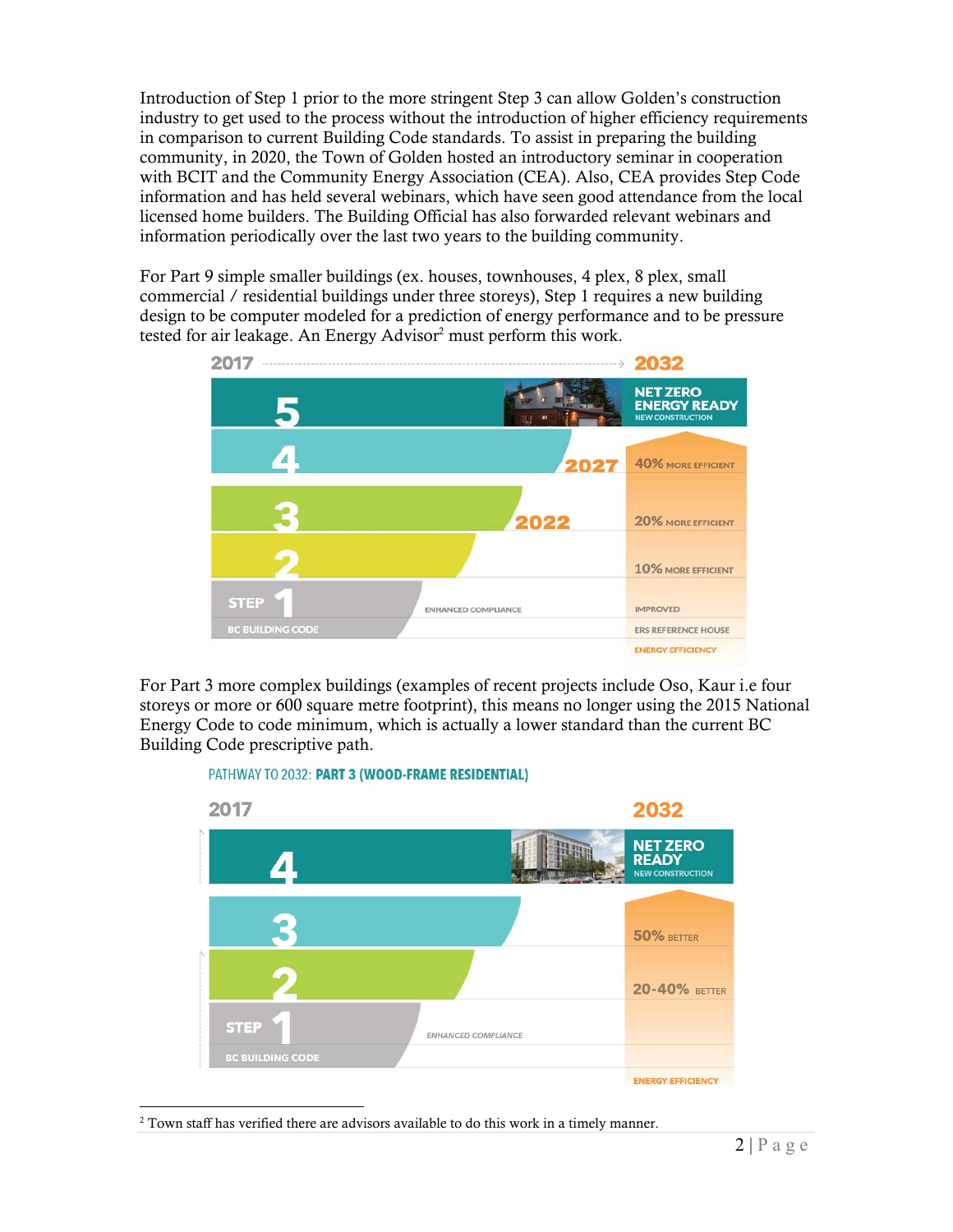Introduction of Step 1 prior to the more stringent Step 3 can allow Golden's construction industry to get used to the process without the introduction of higher efficiency requirements in comparison to current Building Code standards. To assist in preparing the building community, in 2020, the Town of Golden hosted an introductory seminar in cooperation with BCIT and the Community Energy Association (CEA). Also, CEA provides Step Code information and has held several webinars, which have seen good attendance from the local licensed home builders. The Building Official has also forwarded relevant webinars and information periodically over the last two years to the building community.

For Part 9 simple smaller buildings (ex. houses, townhouses, 4 plex, 8 plex, small commercial / residential buildings under three storeys), Step 1 requires a new building design to be computer modeled for a prediction of energy performance and to be pressure tested for air leakage. An Energy Advisor[2] must perform this work.

2017 → 2032

| Step | | Energy Efficiency |
|---|---|---|
| 5 | | NET ZERO ENERGY READY NEW CONSTRUCTION |
| 4 | 2027 | 40% MORE EFFICIENT |
| 3 | 2022 | 20% MORE EFFICIENT |
| 2 | | 10% MORE EFFICIENT |
| STEP 1 BC BUILDING CODE | ENHANCED COMPLIANCE | IMPROVED ERS REFERENCE HOUSE |

For Part 3 more complex buildings (examples of recent projects include Oso, Kaur i.e four storeys or more or 600 square metre footprint), this means no longer using the 2015 National Energy Code to code minimum, which is actually a lower standard than the current BC Building Code prescriptive path.

PATHWAY TO 2032: **PART 3 (WOOD-FRAME RESIDENTIAL)**

2017 → 2032

| Step | | Energy Efficiency |
|---|---|---|
| 4 | | NET ZERO READY NEW CONSTRUCTION |
| 3 | | 50% BETTER |
| 2 | | 20-40% BETTER |
| STEP 1 BC BUILDING CODE | ENHANCED COMPLIANCE | |

[2] Town staff has verified there are advisors available to do this work in a timely manner.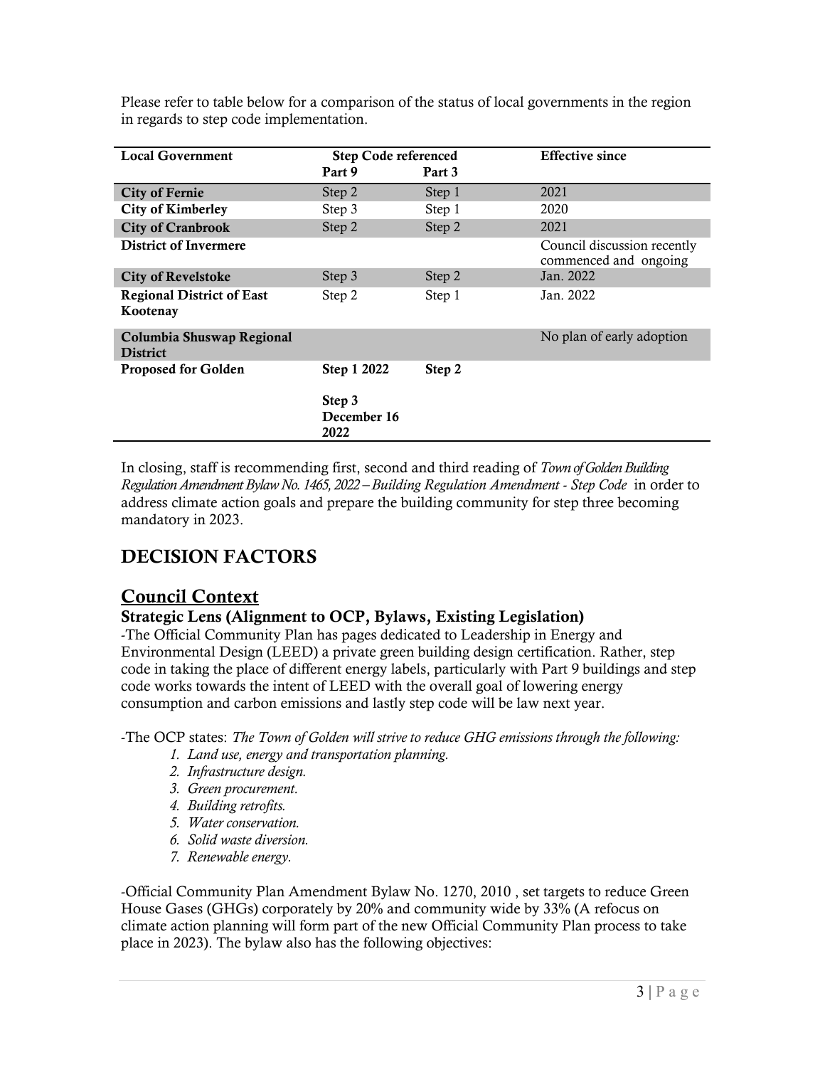Please refer to table below for a comparison of the status of local governments in the region in regards to step code implementation.

| Local Government | Step Code referenced | | Effective since |
|---|---|---|---|
| | Part 9 | Part 3 | |
| **City of Fernie** | Step 2 | Step 1 | 2021 |
| **City of Kimberley** | Step 3 | Step 1 | 2020 |
| **City of Cranbrook** | Step 2 | Step 2 | 2021 |
| **District of Invermere** | | | Council discussion recently commenced and ongoing |
| **City of Revelstoke** | Step 3 | Step 2 | Jan. 2022 |
| **Regional District of East Kootenay** | Step 2 | Step 1 | Jan. 2022 |
| **Columbia Shuswap Regional District** | | | No plan of early adoption |
| **Proposed for Golden** | **Step 1 2022**<br><br>**Step 3 December 16 2022** | **Step 2** | |

In closing, staff is recommending first, second and third reading of *Town of Golden Building Regulation Amendment Bylaw No. 1465, 2022 – Building Regulation Amendment - Step Code* in order to address climate action goals and prepare the building community for step three becoming mandatory in 2023.

# DECISION FACTORS

## Council Context

### Strategic Lens (Alignment to OCP, Bylaws, Existing Legislation)

-The Official Community Plan has pages dedicated to Leadership in Energy and Environmental Design (LEED) a private green building design certification. Rather, step code in taking the place of different energy labels, particularly with Part 9 buildings and step code works towards the intent of LEED with the overall goal of lowering energy consumption and carbon emissions and lastly step code will be law next year.

-The OCP states: *The Town of Golden will strive to reduce GHG emissions through the following:*

1. *Land use, energy and transportation planning.*
2. *Infrastructure design.*
3. *Green procurement.*
4. *Building retrofits.*
5. *Water conservation.*
6. *Solid waste diversion.*
7. *Renewable energy.*

-Official Community Plan Amendment Bylaw No. 1270, 2010 , set targets to reduce Green House Gases (GHGs) corporately by 20% and community wide by 33% (A refocus on climate action planning will form part of the new Official Community Plan process to take place in 2023). The bylaw also has the following objectives: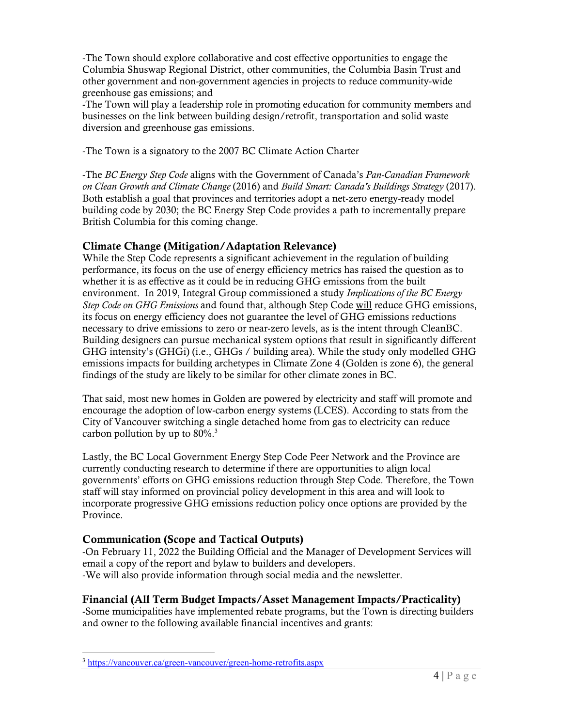-The Town should explore collaborative and cost effective opportunities to engage the Columbia Shuswap Regional District, other communities, the Columbia Basin Trust and other government and non-government agencies in projects to reduce community-wide greenhouse gas emissions; and

-The Town will play a leadership role in promoting education for community members and businesses on the link between building design/retrofit, transportation and solid waste diversion and greenhouse gas emissions.

-The Town is a signatory to the 2007 BC Climate Action Charter

-The *BC Energy Step Code* aligns with the Government of Canada's *Pan-Canadian Framework on Clean Growth and Climate Change* (2016) and *Build Smart: Canada's Buildings Strategy* (2017). Both establish a goal that provinces and territories adopt a net-zero energy-ready model building code by 2030; the BC Energy Step Code provides a path to incrementally prepare British Columbia for this coming change.

### Climate Change (Mitigation/Adaptation Relevance)

While the Step Code represents a significant achievement in the regulation of building performance, its focus on the use of energy efficiency metrics has raised the question as to whether it is as effective as it could be in reducing GHG emissions from the built environment. In 2019, Integral Group commissioned a study *Implications of the BC Energy Step Code on GHG Emissions* and found that, although Step Code will reduce GHG emissions, its focus on energy efficiency does not guarantee the level of GHG emissions reductions necessary to drive emissions to zero or near-zero levels, as is the intent through CleanBC. Building designers can pursue mechanical system options that result in significantly different GHG intensity's (GHGi) (i.e., GHGs / building area). While the study only modelled GHG emissions impacts for building archetypes in Climate Zone 4 (Golden is zone 6), the general findings of the study are likely to be similar for other climate zones in BC.

That said, most new homes in Golden are powered by electricity and staff will promote and encourage the adoption of low-carbon energy systems (LCES). According to stats from the City of Vancouver switching a single detached home from gas to electricity can reduce carbon pollution by up to 80%.[3]

Lastly, the BC Local Government Energy Step Code Peer Network and the Province are currently conducting research to determine if there are opportunities to align local governments' efforts on GHG emissions reduction through Step Code. Therefore, the Town staff will stay informed on provincial policy development in this area and will look to incorporate progressive GHG emissions reduction policy once options are provided by the Province.

### Communication (Scope and Tactical Outputs)

-On February 11, 2022 the Building Official and the Manager of Development Services will email a copy of the report and bylaw to builders and developers.
-We will also provide information through social media and the newsletter.

### Financial (All Term Budget Impacts/Asset Management Impacts/Practicality)

-Some municipalities have implemented rebate programs, but the Town is directing builders and owner to the following available financial incentives and grants:

---

[3] https://vancouver.ca/green-vancouver/green-home-retrofits.aspx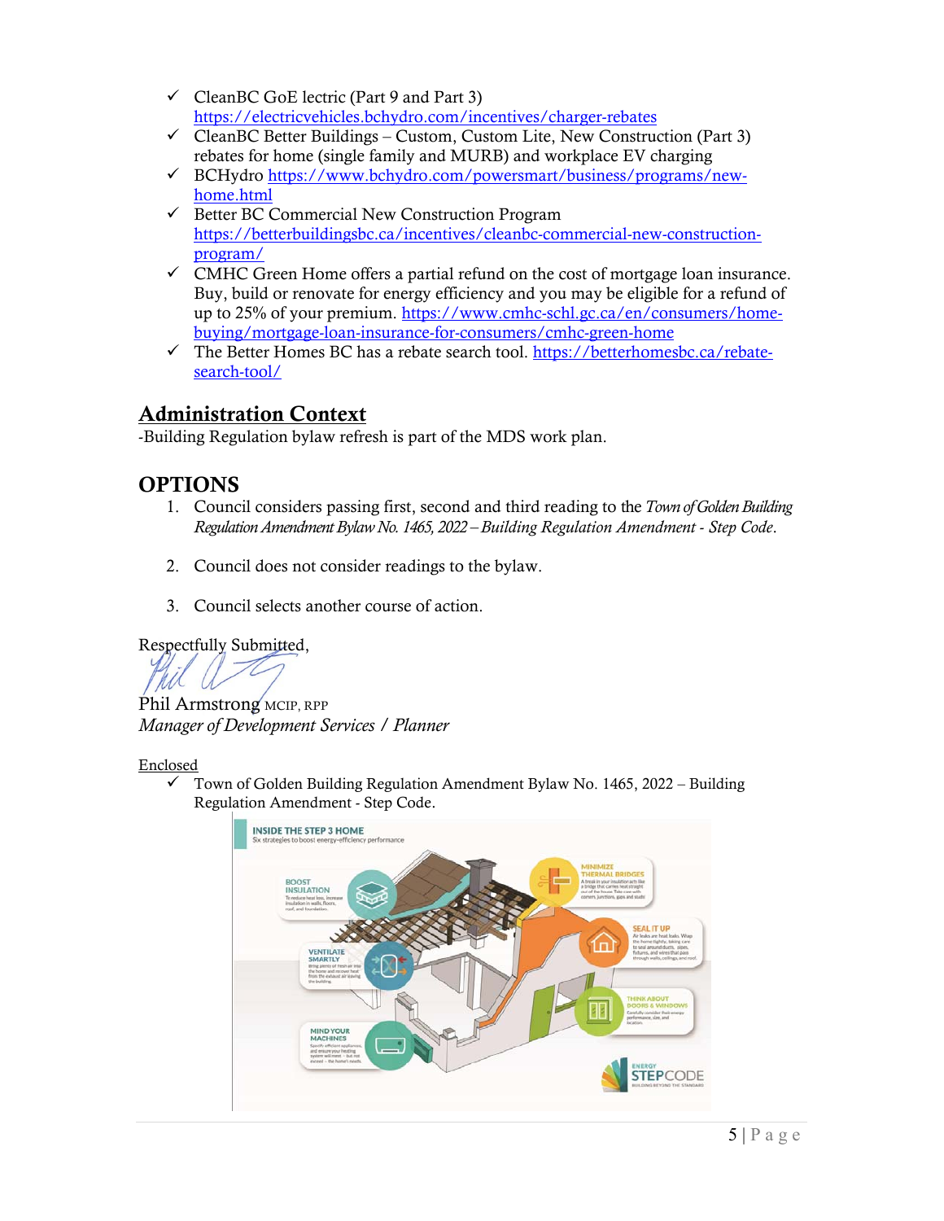- ✓ CleanBC GoE lectric (Part 9 and Part 3) https://electricvehicles.bchydro.com/incentives/charger-rebates
- ✓ CleanBC Better Buildings – Custom, Custom Lite, New Construction (Part 3) rebates for home (single family and MURB) and workplace EV charging
- ✓ BCHydro https://www.bchydro.com/powersmart/business/programs/new-home.html
- ✓ Better BC Commercial New Construction Program https://betterbuildingsbc.ca/incentives/cleanbc-commercial-new-construction-program/
- ✓ CMHC Green Home offers a partial refund on the cost of mortgage loan insurance. Buy, build or renovate for energy efficiency and you may be eligible for a refund of up to 25% of your premium. https://www.cmhc-schl.gc.ca/en/consumers/home-buying/mortgage-loan-insurance-for-consumers/cmhc-green-home
- ✓ The Better Homes BC has a rebate search tool. https://betterhomesbc.ca/rebate-search-tool/

## Administration Context

-Building Regulation bylaw refresh is part of the MDS work plan.

## OPTIONS

1. Council considers passing first, second and third reading to the *Town of Golden Building Regulation Amendment Bylaw No. 1465, 2022 – Building Regulation Amendment - Step Code*.

2. Council does not consider readings to the bylaw.

3. Council selects another course of action.

Respectfully Submitted,

Phil Armstrong MCIP, RPP
*Manager of Development Services / Planner*

Enclosed

- ✓ Town of Golden Building Regulation Amendment Bylaw No. 1465, 2022 – Building Regulation Amendment - Step Code.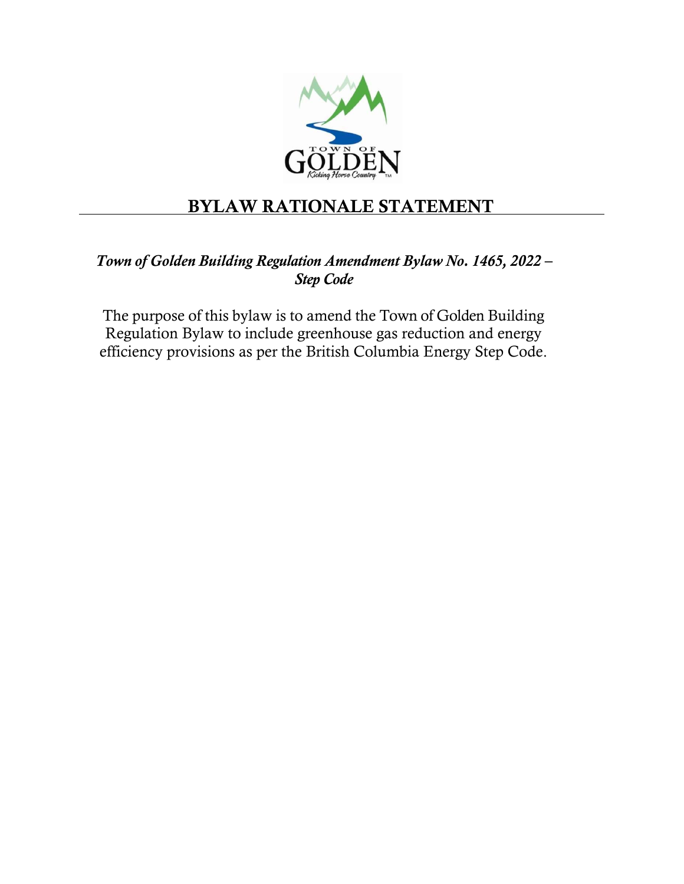# BYLAW RATIONALE STATEMENT

*Town of Golden Building Regulation Amendment Bylaw No. 1465, 2022 – Step Code*

The purpose of this bylaw is to amend the Town of Golden Building Regulation Bylaw to include greenhouse gas reduction and energy efficiency provisions as per the British Columbia Energy Step Code.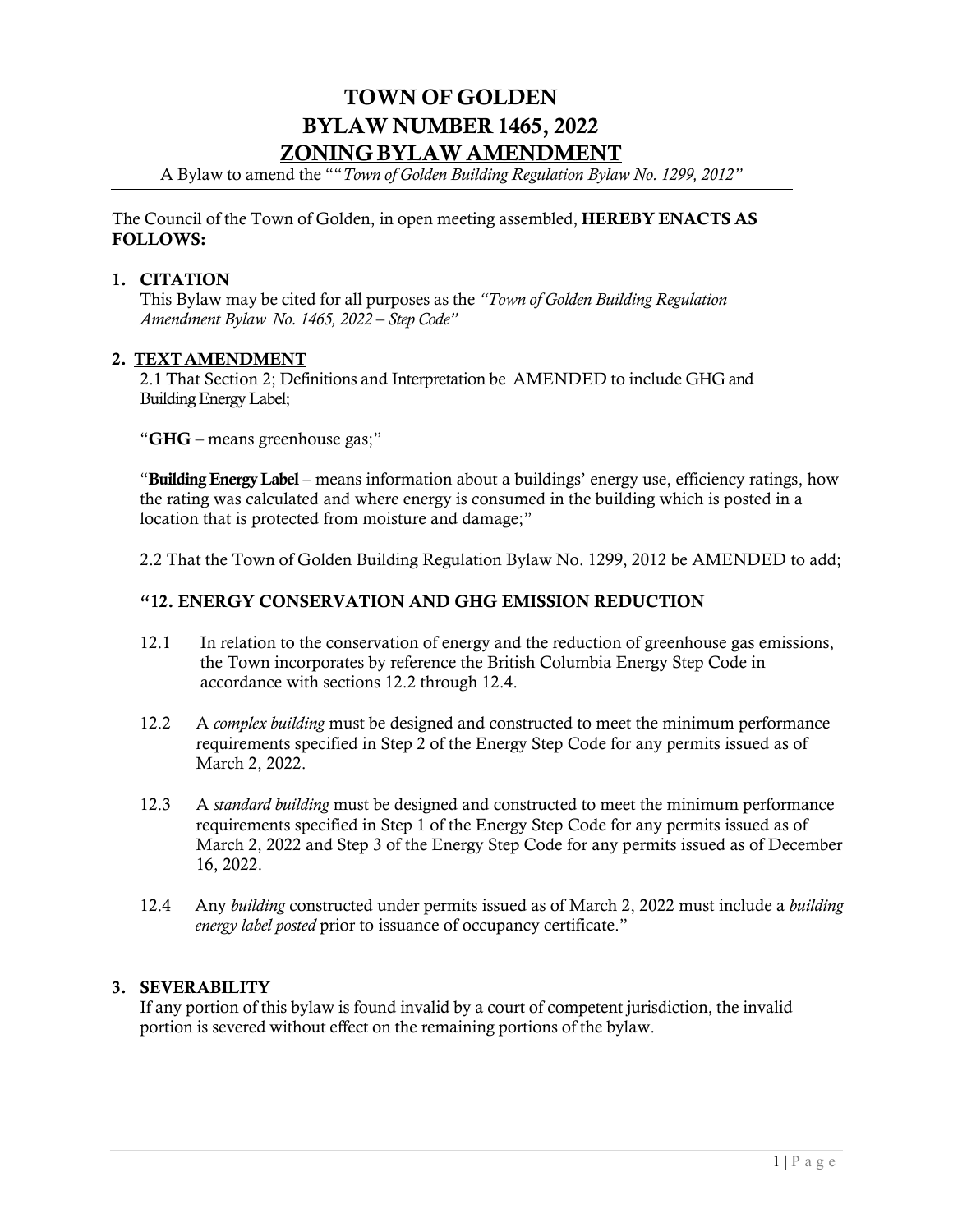# TOWN OF GOLDEN

## BYLAW NUMBER 1465, 2022

## ZONING BYLAW AMENDMENT

A Bylaw to amend the ""*Town of Golden Building Regulation Bylaw No. 1299, 2012"*

The Council of the Town of Golden, in open meeting assembled, **HEREBY ENACTS AS FOLLOWS:**

**1. CITATION**

This Bylaw may be cited for all purposes as the *"Town of Golden Building Regulation Amendment Bylaw No. 1465, 2022 – Step Code"*

**2. TEXT AMENDMENT**

2.1 That Section 2; Definitions and Interpretation be AMENDED to include GHG and Building Energy Label;

"**GHG** – means greenhouse gas;"

"**Building Energy Label** – means information about a buildings' energy use, efficiency ratings, how the rating was calculated and where energy is consumed in the building which is posted in a location that is protected from moisture and damage;"

2.2 That the Town of Golden Building Regulation Bylaw No. 1299, 2012 be AMENDED to add;

**"12. ENERGY CONSERVATION AND GHG EMISSION REDUCTION**

12.1 In relation to the conservation of energy and the reduction of greenhouse gas emissions, the Town incorporates by reference the British Columbia Energy Step Code in accordance with sections 12.2 through 12.4.

12.2 A *complex building* must be designed and constructed to meet the minimum performance requirements specified in Step 2 of the Energy Step Code for any permits issued as of March 2, 2022.

12.3 A *standard building* must be designed and constructed to meet the minimum performance requirements specified in Step 1 of the Energy Step Code for any permits issued as of March 2, 2022 and Step 3 of the Energy Step Code for any permits issued as of December 16, 2022.

12.4 Any *building* constructed under permits issued as of March 2, 2022 must include a *building energy label posted* prior to issuance of occupancy certificate."

**3. SEVERABILITY**

If any portion of this bylaw is found invalid by a court of competent jurisdiction, the invalid portion is severed without effect on the remaining portions of the bylaw.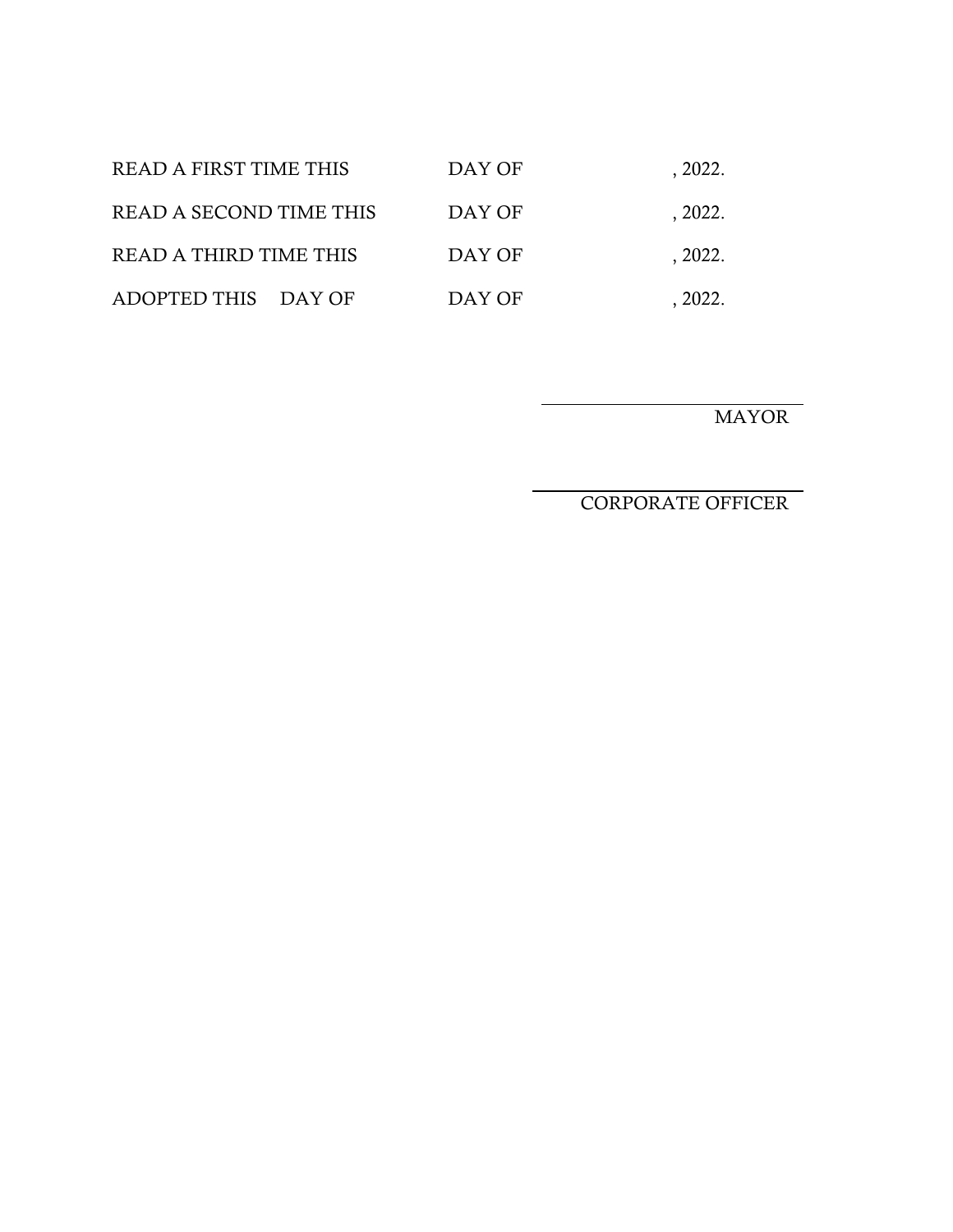| | | |
|---|---|---|
| READ A FIRST TIME THIS | DAY OF | , 2022. |
| READ A SECOND TIME THIS | DAY OF | , 2022. |
| READ A THIRD TIME THIS | DAY OF | , 2022. |
| ADOPTED THIS DAY OF | DAY OF | , 2022. |

\_\_\_\_\_\_\_\_\_\_\_\_\_\_\_\_\_\_\_\_\_\_\_\_\_\_\_\_\_\_

MAYOR

\_\_\_\_\_\_\_\_\_\_\_\_\_\_\_\_\_\_\_\_\_\_\_\_\_\_\_\_\_\_

CORPORATE OFFICER